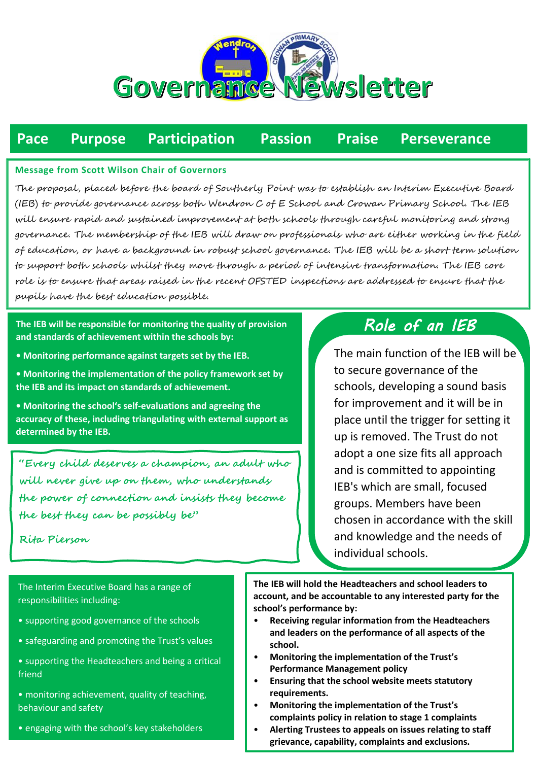# Governance Newsletter

**Pace   Purpose   Participation   Passion   Praise   Perseverance**

**Message from Scott Wilson Chair of Governors**

*The proposal, placed before the board of Southerly Point was to establish an Interim Executive Board (IEB) to provide governance across both Wendron C of E School and Crowan Primary School. The IEB will ensure rapid and sustained improvement at both schools through careful monitoring and strong governance. The membership of the IEB will draw on professionals who are either working in the field of education, or have a background in robust school governance. The IEB will be a short term solution to support both schools whilst they move through a period of intensive transformation. The IEB core role is to ensure that areas raised in the recent OFSTED inspections are addressed to ensure that the pupils have the best education possible.*

**The IEB will be responsible for monitoring the quality of provision and standards of achievement within the schools by:**

- **Monitoring performance against targets set by the IEB.**
- **Monitoring the implementation of the policy framework set by the IEB and its impact on standards of achievement.**
- **Monitoring the school's self-evaluations and agreeing the accuracy of these, including triangulating with external support as determined by the IEB.**

*"Every child deserves a champion, an adult who will never give up on them, who understands the power of connection and insists they become the best they can be possibly be"*

*Rita Pierson*

## Role of an IEB

The main function of the IEB will be to secure governance of the schools, developing a sound basis for improvement and it will be in place until the trigger for setting it up is removed. The Trust do not adopt a one size fits all approach and is committed to appointing IEB's which are small, focused groups. Members have been chosen in accordance with the skill and knowledge and the needs of individual schools.

The Interim Executive Board has a range of responsibilities including:

- supporting good governance of the schools
- safeguarding and promoting the Trust's values
- supporting the Headteachers and being a critical friend
- monitoring achievement, quality of teaching, behaviour and safety
- engaging with the school's key stakeholders

**The IEB will hold the Headteachers and school leaders to account, and be accountable to any interested party for the school's performance by:**

- **Receiving regular information from the Headteachers and leaders on the performance of all aspects of the school.**
- **Monitoring the implementation of the Trust's Performance Management policy**
- **Ensuring that the school website meets statutory requirements.**
- **Monitoring the implementation of the Trust's complaints policy in relation to stage 1 complaints**
- **Alerting Trustees to appeals on issues relating to staff grievance, capability, complaints and exclusions.**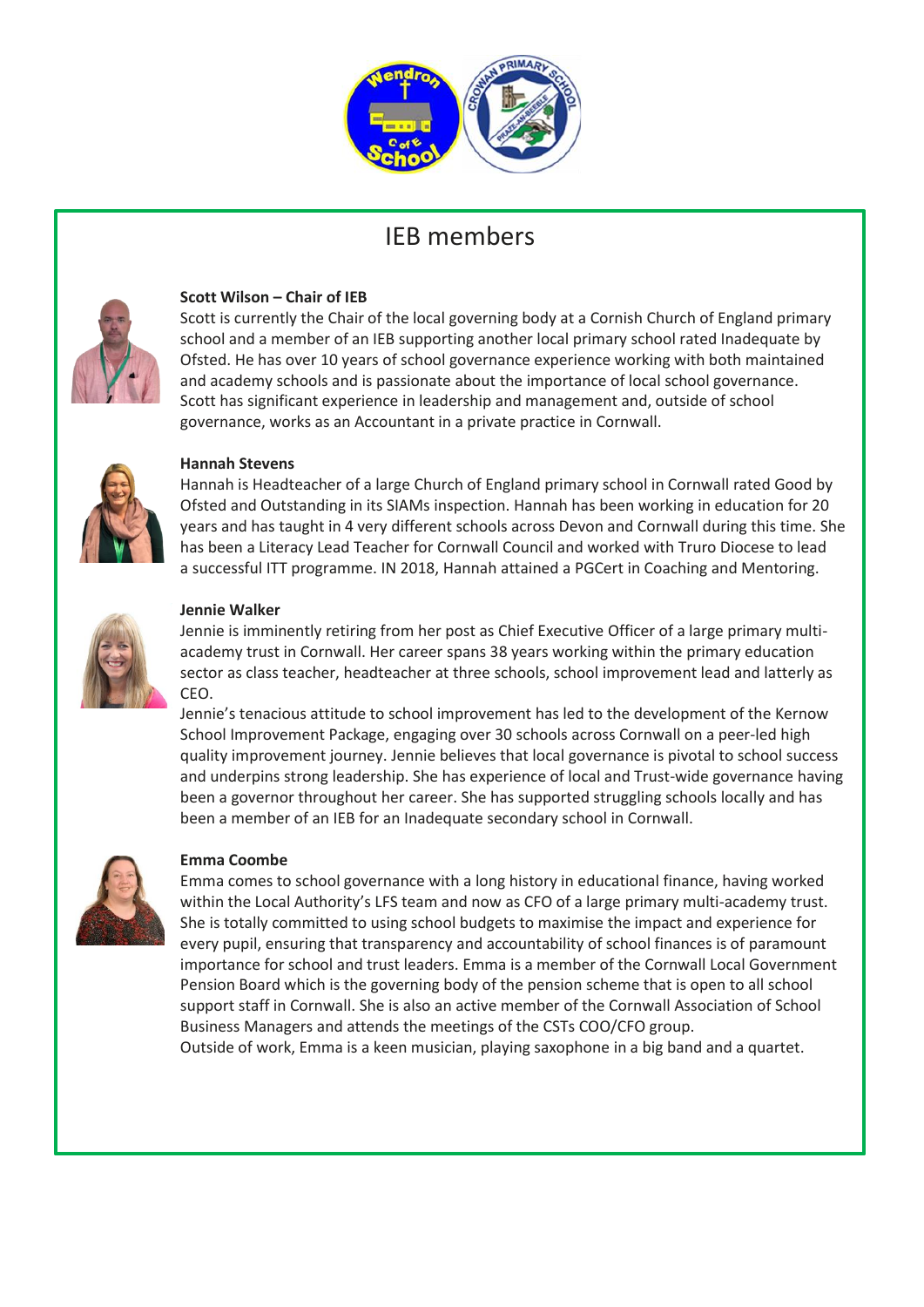# IEB members

**Scott Wilson – Chair of IEB**
Scott is currently the Chair of the local governing body at a Cornish Church of England primary school and a member of an IEB supporting another local primary school rated Inadequate by Ofsted. He has over 10 years of school governance experience working with both maintained and academy schools and is passionate about the importance of local school governance. Scott has significant experience in leadership and management and, outside of school governance, works as an Accountant in a private practice in Cornwall.

**Hannah Stevens**
Hannah is Headteacher of a large Church of England primary school in Cornwall rated Good by Ofsted and Outstanding in its SIAMs inspection. Hannah has been working in education for 20 years and has taught in 4 very different schools across Devon and Cornwall during this time. She has been a Literacy Lead Teacher for Cornwall Council and worked with Truro Diocese to lead a successful ITT programme. IN 2018, Hannah attained a PGCert in Coaching and Mentoring.

**Jennie Walker**
Jennie is imminently retiring from her post as Chief Executive Officer of a large primary multi-academy trust in Cornwall. Her career spans 38 years working within the primary education sector as class teacher, headteacher at three schools, school improvement lead and latterly as CEO.
Jennie's tenacious attitude to school improvement has led to the development of the Kernow School Improvement Package, engaging over 30 schools across Cornwall on a peer-led high quality improvement journey. Jennie believes that local governance is pivotal to school success and underpins strong leadership. She has experience of local and Trust-wide governance having been a governor throughout her career. She has supported struggling schools locally and has been a member of an IEB for an Inadequate secondary school in Cornwall.

**Emma Coombe**
Emma comes to school governance with a long history in educational finance, having worked within the Local Authority's LFS team and now as CFO of a large primary multi-academy trust. She is totally committed to using school budgets to maximise the impact and experience for every pupil, ensuring that transparency and accountability of school finances is of paramount importance for school and trust leaders. Emma is a member of the Cornwall Local Government Pension Board which is the governing body of the pension scheme that is open to all school support staff in Cornwall. She is also an active member of the Cornwall Association of School Business Managers and attends the meetings of the CSTs COO/CFO group.
Outside of work, Emma is a keen musician, playing saxophone in a big band and a quartet.